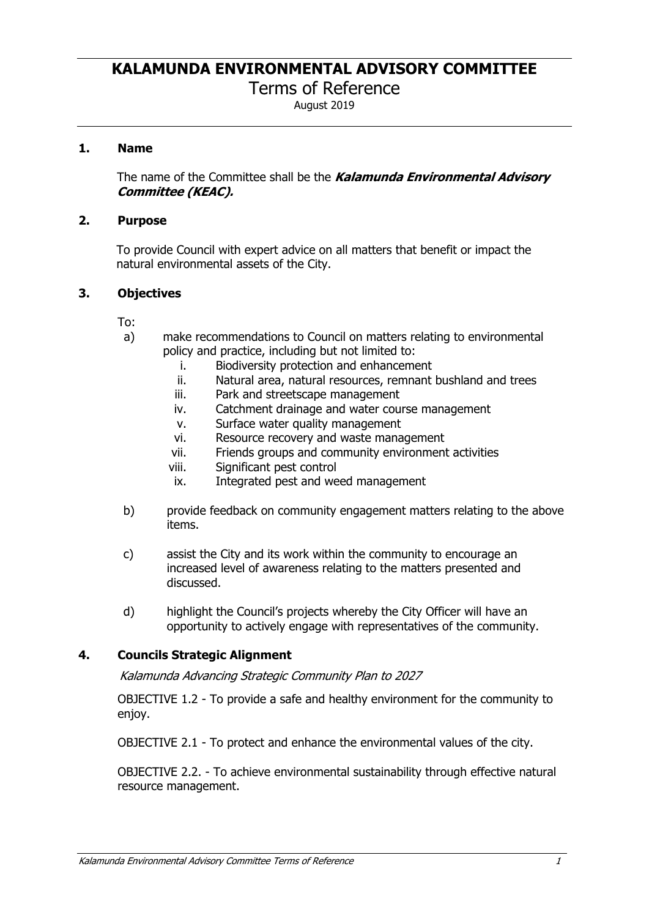# KALAMUNDA ENVIRONMENTAL ADVISORY COMMITTEE

Terms of Reference

August 2019

## 1. Name

The name of the Committee shall be the ***Kalamunda Environmental Advisory Committee (KEAC).***

## 2. Purpose

To provide Council with expert advice on all matters that benefit or impact the natural environmental assets of the City.

## 3. Objectives

To:

a) make recommendations to Council on matters relating to environmental policy and practice, including but not limited to:
   i. Biodiversity protection and enhancement
   ii. Natural area, natural resources, remnant bushland and trees
   iii. Park and streetscape management
   iv. Catchment drainage and water course management
   v. Surface water quality management
   vi. Resource recovery and waste management
   vii. Friends groups and community environment activities
   viii. Significant pest control
   ix. Integrated pest and weed management

b) provide feedback on community engagement matters relating to the above items.

c) assist the City and its work within the community to encourage an increased level of awareness relating to the matters presented and discussed.

d) highlight the Council's projects whereby the City Officer will have an opportunity to actively engage with representatives of the community.

## 4. Councils Strategic Alignment

*Kalamunda Advancing Strategic Community Plan to 2027*

OBJECTIVE 1.2 - To provide a safe and healthy environment for the community to enjoy.

OBJECTIVE 2.1 - To protect and enhance the environmental values of the city.

OBJECTIVE 2.2. - To achieve environmental sustainability through effective natural resource management.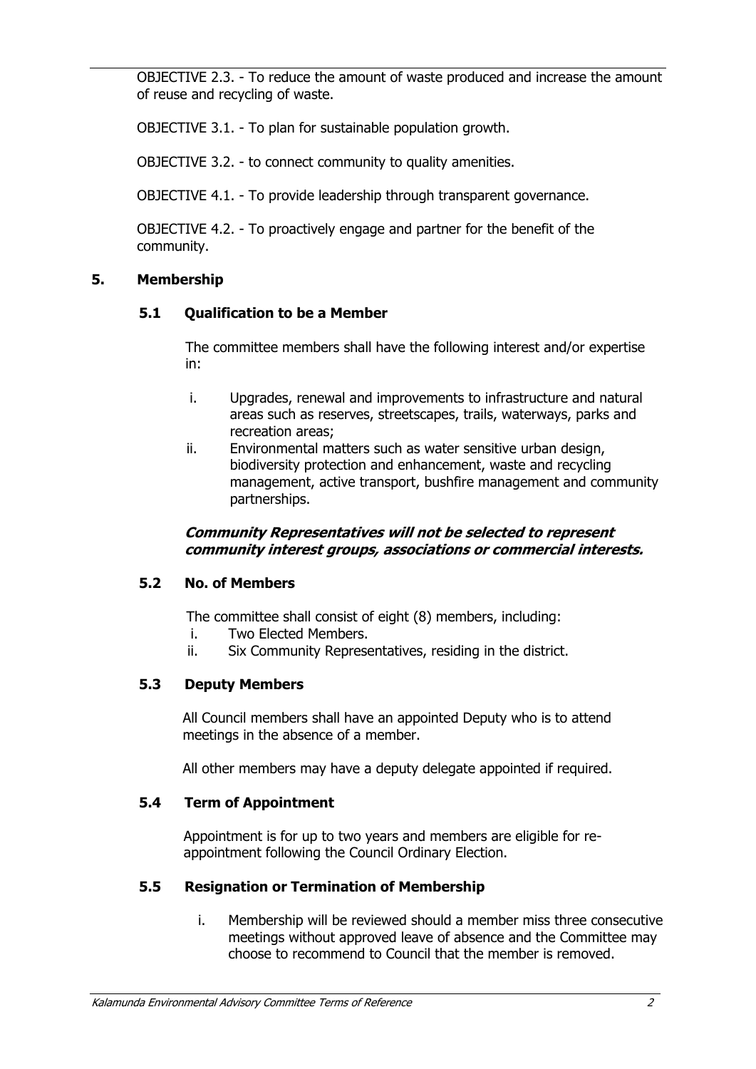OBJECTIVE 2.3. - To reduce the amount of waste produced and increase the amount of reuse and recycling of waste.

OBJECTIVE 3.1. - To plan for sustainable population growth.

OBJECTIVE 3.2. - to connect community to quality amenities.

OBJECTIVE 4.1. - To provide leadership through transparent governance.

OBJECTIVE 4.2. - To proactively engage and partner for the benefit of the community.

## 5. Membership

### 5.1 Qualification to be a Member

The committee members shall have the following interest and/or expertise in:

i. Upgrades, renewal and improvements to infrastructure and natural areas such as reserves, streetscapes, trails, waterways, parks and recreation areas;
ii. Environmental matters such as water sensitive urban design, biodiversity protection and enhancement, waste and recycling management, active transport, bushfire management and community partnerships.

***Community Representatives will not be selected to represent community interest groups, associations or commercial interests.***

### 5.2 No. of Members

The committee shall consist of eight (8) members, including:

i. Two Elected Members.
ii. Six Community Representatives, residing in the district.

### 5.3 Deputy Members

All Council members shall have an appointed Deputy who is to attend meetings in the absence of a member.

All other members may have a deputy delegate appointed if required.

### 5.4 Term of Appointment

Appointment is for up to two years and members are eligible for re-appointment following the Council Ordinary Election.

### 5.5 Resignation or Termination of Membership

i. Membership will be reviewed should a member miss three consecutive meetings without approved leave of absence and the Committee may choose to recommend to Council that the member is removed.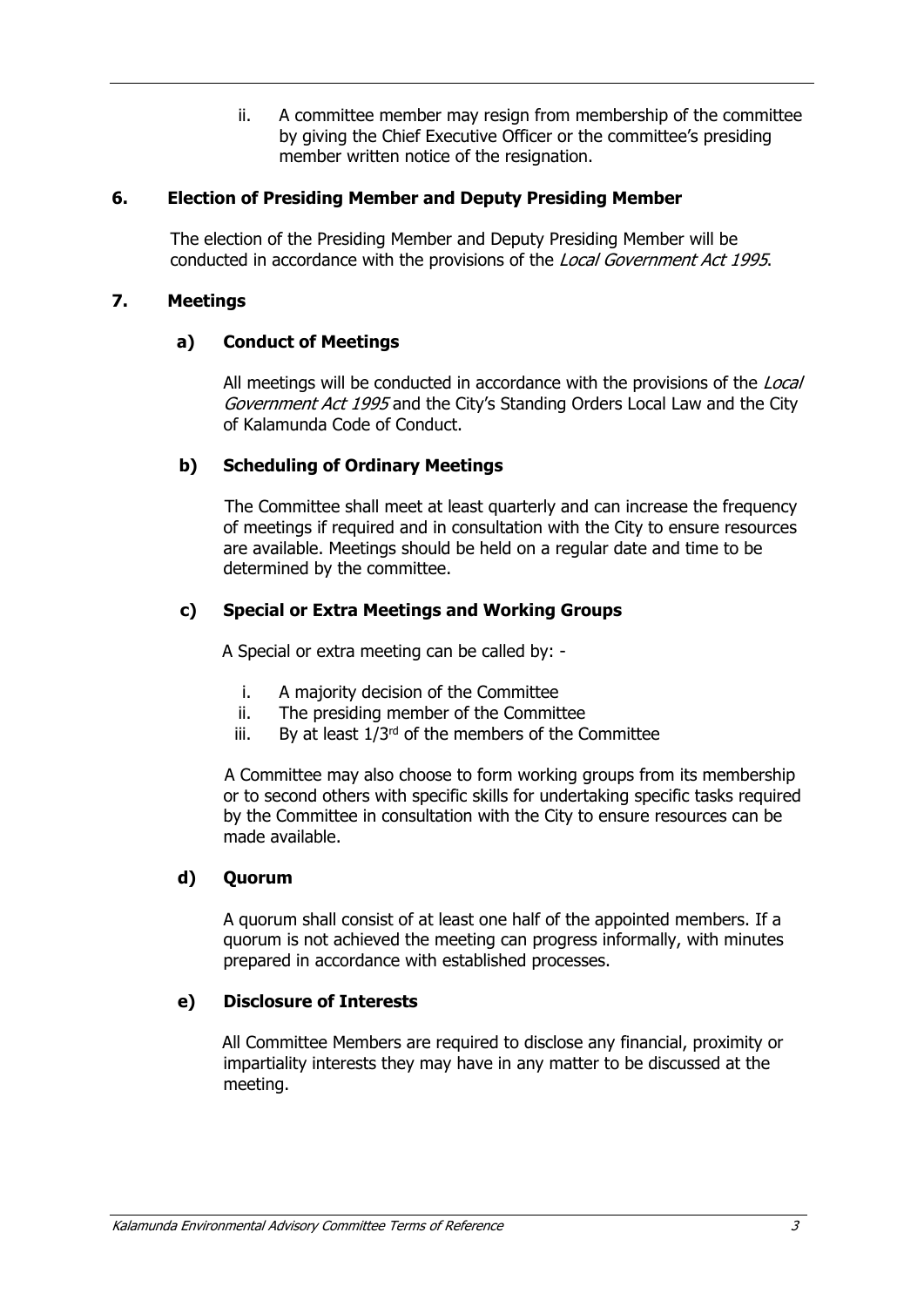ii. A committee member may resign from membership of the committee by giving the Chief Executive Officer or the committee's presiding member written notice of the resignation.

## 6. Election of Presiding Member and Deputy Presiding Member

The election of the Presiding Member and Deputy Presiding Member will be conducted in accordance with the provisions of the *Local Government Act 1995*.

## 7. Meetings

### a) Conduct of Meetings

All meetings will be conducted in accordance with the provisions of the *Local Government Act 1995* and the City's Standing Orders Local Law and the City of Kalamunda Code of Conduct.

### b) Scheduling of Ordinary Meetings

The Committee shall meet at least quarterly and can increase the frequency of meetings if required and in consultation with the City to ensure resources are available. Meetings should be held on a regular date and time to be determined by the committee.

### c) Special or Extra Meetings and Working Groups

A Special or extra meeting can be called by: -

i. A majority decision of the Committee
ii. The presiding member of the Committee
iii. By at least 1/3rd of the members of the Committee

A Committee may also choose to form working groups from its membership or to second others with specific skills for undertaking specific tasks required by the Committee in consultation with the City to ensure resources can be made available.

### d) Quorum

A quorum shall consist of at least one half of the appointed members. If a quorum is not achieved the meeting can progress informally, with minutes prepared in accordance with established processes.

### e) Disclosure of Interests

All Committee Members are required to disclose any financial, proximity or impartiality interests they may have in any matter to be discussed at the meeting.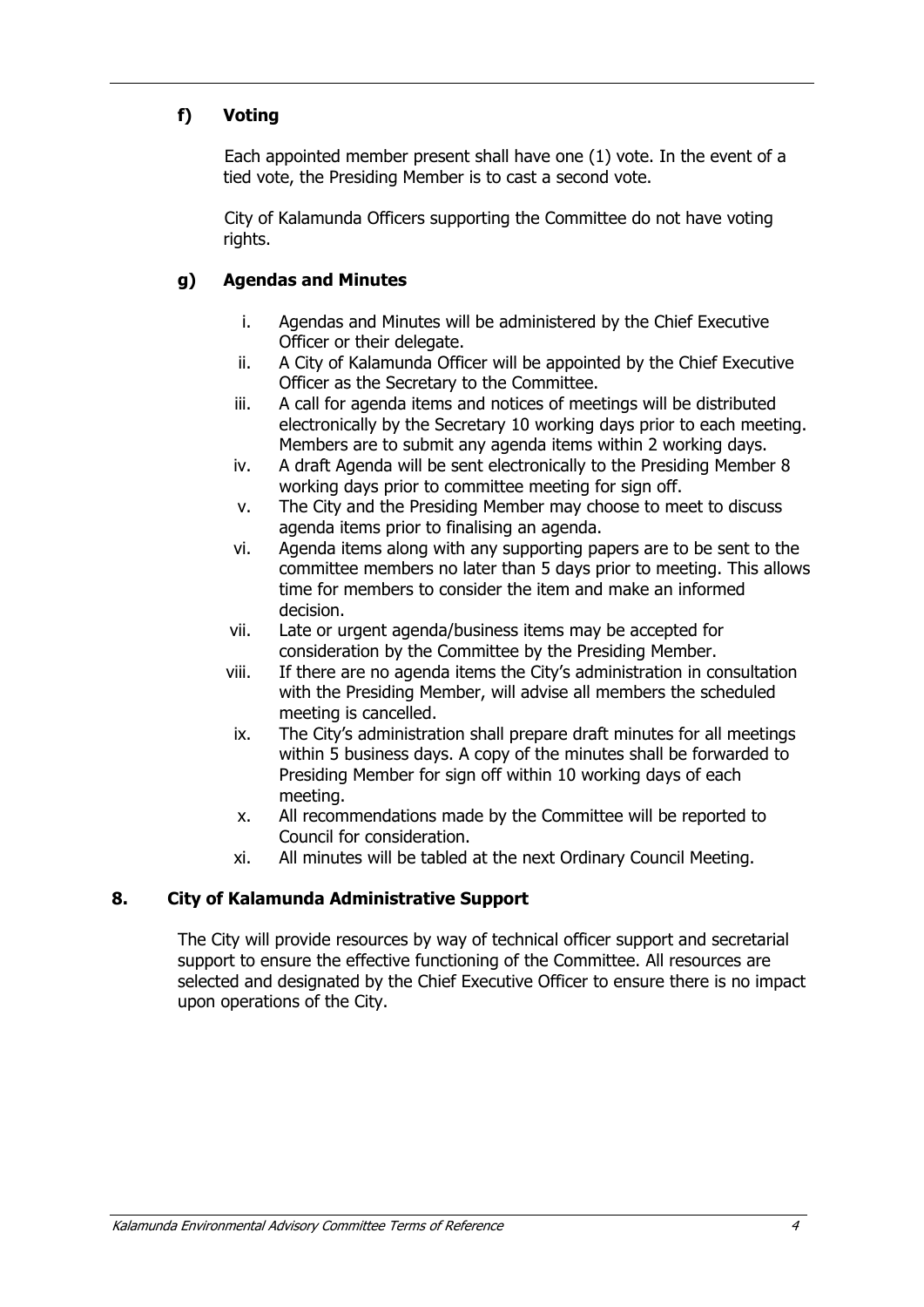### f) Voting

Each appointed member present shall have one (1) vote. In the event of a tied vote, the Presiding Member is to cast a second vote.

City of Kalamunda Officers supporting the Committee do not have voting rights.

### g) Agendas and Minutes

i. Agendas and Minutes will be administered by the Chief Executive Officer or their delegate.
ii. A City of Kalamunda Officer will be appointed by the Chief Executive Officer as the Secretary to the Committee.
iii. A call for agenda items and notices of meetings will be distributed electronically by the Secretary 10 working days prior to each meeting. Members are to submit any agenda items within 2 working days.
iv. A draft Agenda will be sent electronically to the Presiding Member 8 working days prior to committee meeting for sign off.
v. The City and the Presiding Member may choose to meet to discuss agenda items prior to finalising an agenda.
vi. Agenda items along with any supporting papers are to be sent to the committee members no later than 5 days prior to meeting. This allows time for members to consider the item and make an informed decision.
vii. Late or urgent agenda/business items may be accepted for consideration by the Committee by the Presiding Member.
viii. If there are no agenda items the City's administration in consultation with the Presiding Member, will advise all members the scheduled meeting is cancelled.
ix. The City's administration shall prepare draft minutes for all meetings within 5 business days. A copy of the minutes shall be forwarded to Presiding Member for sign off within 10 working days of each meeting.
x. All recommendations made by the Committee will be reported to Council for consideration.
xi. All minutes will be tabled at the next Ordinary Council Meeting.

## 8. City of Kalamunda Administrative Support

The City will provide resources by way of technical officer support and secretarial support to ensure the effective functioning of the Committee. All resources are selected and designated by the Chief Executive Officer to ensure there is no impact upon operations of the City.